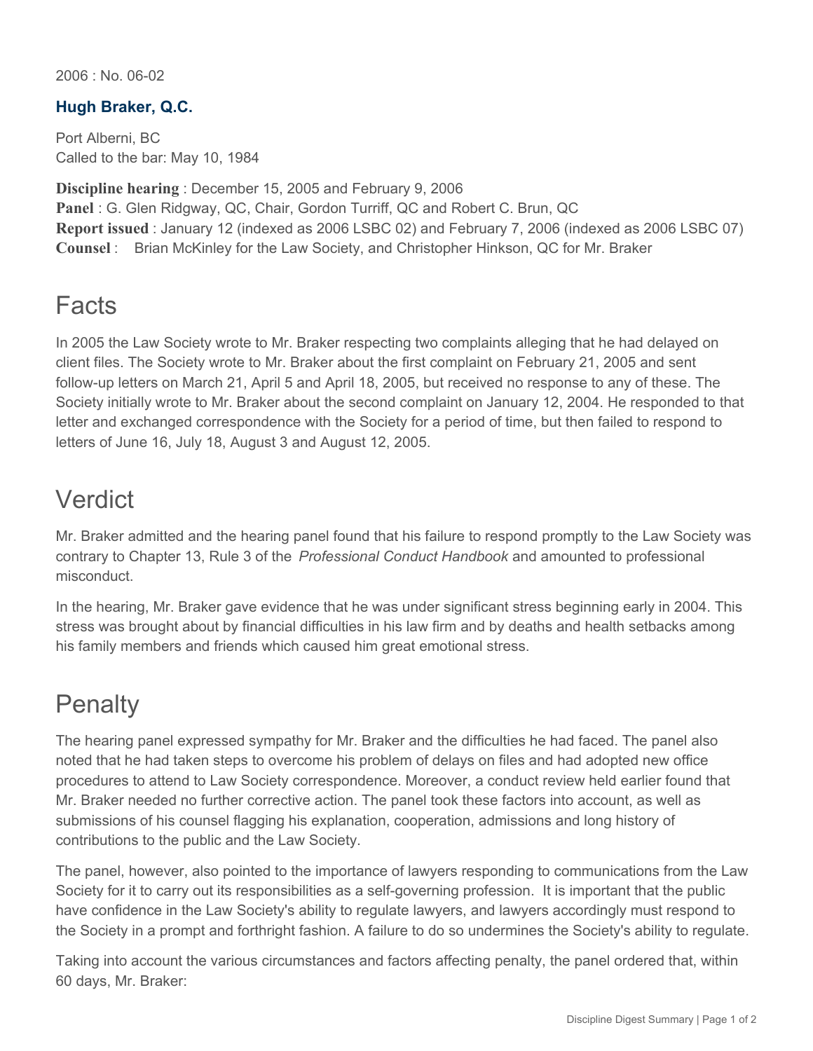2006 : No. 06-02

### Hugh Braker, Q.C.

Port Alberni, BC
Called to the bar: May 10, 1984

**Discipline hearing** : December 15, 2005 and February 9, 2006
**Panel** : G. Glen Ridgway, QC, Chair, Gordon Turriff, QC and Robert C. Brun, QC
**Report issued** : January 12 (indexed as 2006 LSBC 02) and February 7, 2006 (indexed as 2006 LSBC 07)
**Counsel** : Brian McKinley for the Law Society, and Christopher Hinkson, QC for Mr. Braker

## Facts

In 2005 the Law Society wrote to Mr. Braker respecting two complaints alleging that he had delayed on client files. The Society wrote to Mr. Braker about the first complaint on February 21, 2005 and sent follow-up letters on March 21, April 5 and April 18, 2005, but received no response to any of these. The Society initially wrote to Mr. Braker about the second complaint on January 12, 2004. He responded to that letter and exchanged correspondence with the Society for a period of time, but then failed to respond to letters of June 16, July 18, August 3 and August 12, 2005.

## Verdict

Mr. Braker admitted and the hearing panel found that his failure to respond promptly to the Law Society was contrary to Chapter 13, Rule 3 of the *Professional Conduct Handbook* and amounted to professional misconduct.

In the hearing, Mr. Braker gave evidence that he was under significant stress beginning early in 2004. This stress was brought about by financial difficulties in his law firm and by deaths and health setbacks among his family members and friends which caused him great emotional stress.

## Penalty

The hearing panel expressed sympathy for Mr. Braker and the difficulties he had faced. The panel also noted that he had taken steps to overcome his problem of delays on files and had adopted new office procedures to attend to Law Society correspondence. Moreover, a conduct review held earlier found that Mr. Braker needed no further corrective action. The panel took these factors into account, as well as submissions of his counsel flagging his explanation, cooperation, admissions and long history of contributions to the public and the Law Society.

The panel, however, also pointed to the importance of lawyers responding to communications from the Law Society for it to carry out its responsibilities as a self-governing profession. It is important that the public have confidence in the Law Society's ability to regulate lawyers, and lawyers accordingly must respond to the Society in a prompt and forthright fashion. A failure to do so undermines the Society's ability to regulate.

Taking into account the various circumstances and factors affecting penalty, the panel ordered that, within 60 days, Mr. Braker: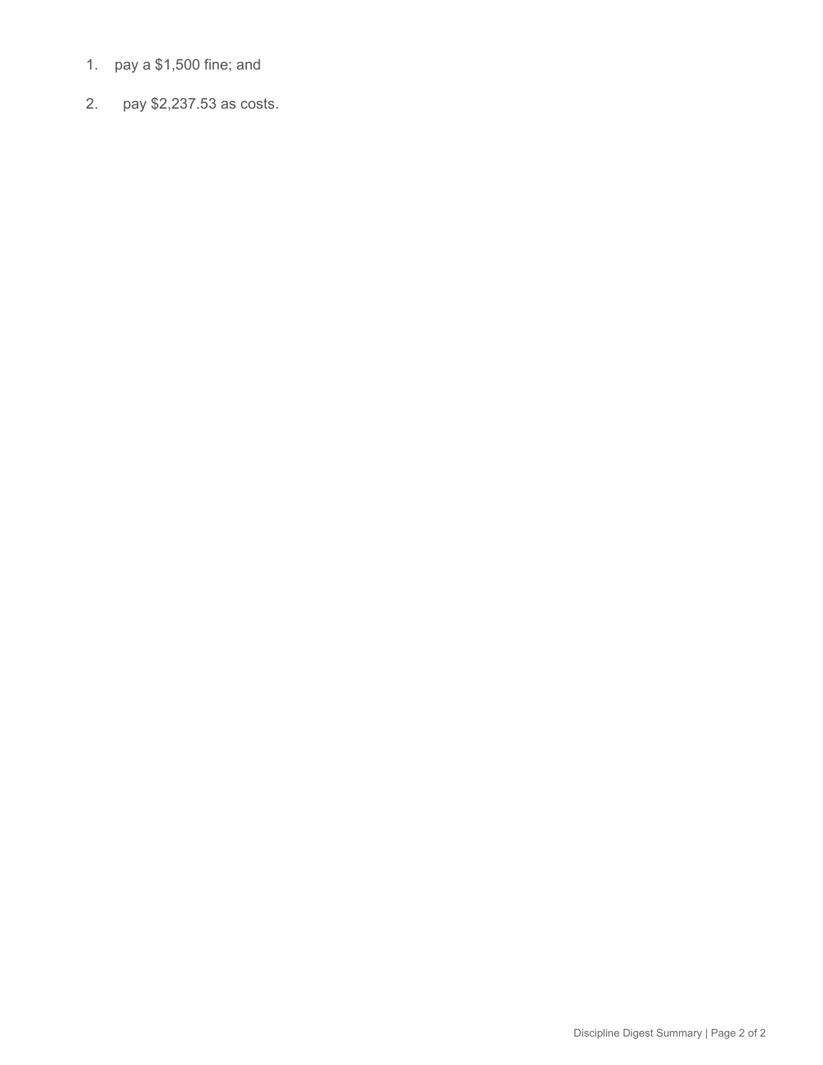1. pay a $1,500 fine; and
2. pay $2,237.53 as costs.